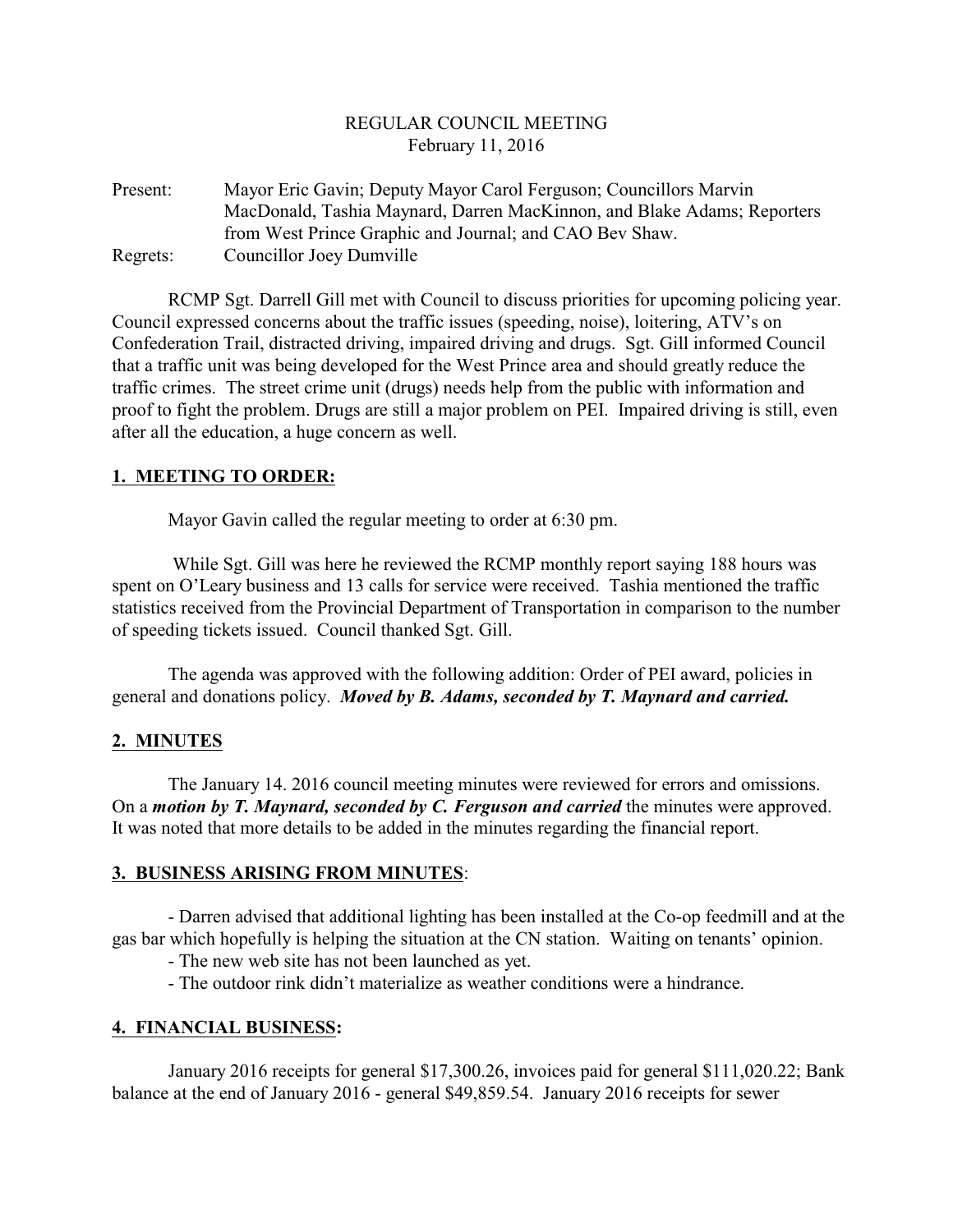# REGULAR COUNCIL MEETING
February 11, 2016

Present: Mayor Eric Gavin; Deputy Mayor Carol Ferguson; Councillors Marvin MacDonald, Tashia Maynard, Darren MacKinnon, and Blake Adams; Reporters from West Prince Graphic and Journal; and CAO Bev Shaw.
Regrets: Councillor Joey Dumville

RCMP Sgt. Darrell Gill met with Council to discuss priorities for upcoming policing year. Council expressed concerns about the traffic issues (speeding, noise), loitering, ATV's on Confederation Trail, distracted driving, impaired driving and drugs. Sgt. Gill informed Council that a traffic unit was being developed for the West Prince area and should greatly reduce the traffic crimes. The street crime unit (drugs) needs help from the public with information and proof to fight the problem. Drugs are still a major problem on PEI. Impaired driving is still, even after all the education, a huge concern as well.

## 1. MEETING TO ORDER:

Mayor Gavin called the regular meeting to order at 6:30 pm.

While Sgt. Gill was here he reviewed the RCMP monthly report saying 188 hours was spent on O'Leary business and 13 calls for service were received. Tashia mentioned the traffic statistics received from the Provincial Department of Transportation in comparison to the number of speeding tickets issued. Council thanked Sgt. Gill.

The agenda was approved with the following addition: Order of PEI award, policies in general and donations policy. ***Moved by B. Adams, seconded by T. Maynard and carried.***

## 2. MINUTES

The January 14. 2016 council meeting minutes were reviewed for errors and omissions. On a ***motion by T. Maynard, seconded by C. Ferguson and carried*** the minutes were approved. It was noted that more details to be added in the minutes regarding the financial report.

## 3. BUSINESS ARISING FROM MINUTES:

- Darren advised that additional lighting has been installed at the Co-op feedmill and at the gas bar which hopefully is helping the situation at the CN station. Waiting on tenants' opinion.
- The new web site has not been launched as yet.
- The outdoor rink didn't materialize as weather conditions were a hindrance.

## 4. FINANCIAL BUSINESS:

January 2016 receipts for general $17,300.26, invoices paid for general $111,020.22; Bank balance at the end of January 2016 - general $49,859.54. January 2016 receipts for sewer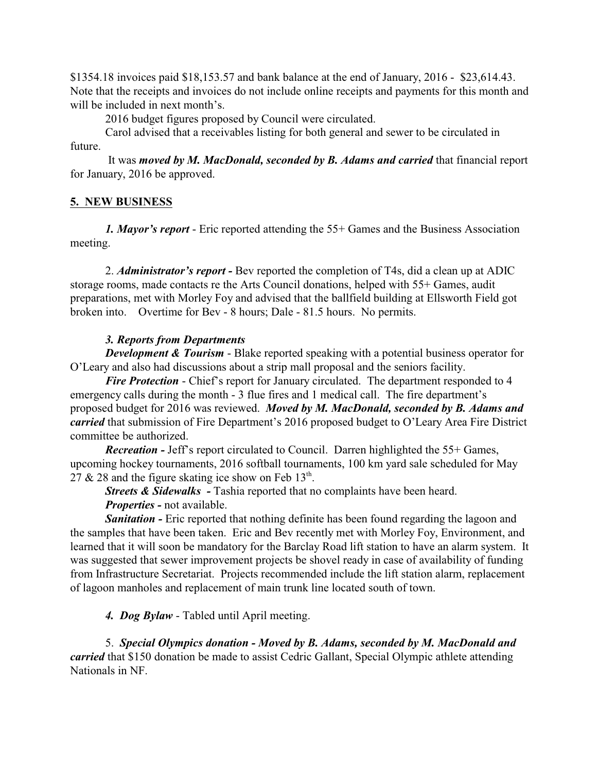$1354.18 invoices paid $18,153.57 and bank balance at the end of January, 2016 - $23,614.43. Note that the receipts and invoices do not include online receipts and payments for this month and will be included in next month's.

2016 budget figures proposed by Council were circulated.

Carol advised that a receivables listing for both general and sewer to be circulated in future.

It was ***moved by M. MacDonald, seconded by B. Adams and carried*** that financial report for January, 2016 be approved.

**5. NEW BUSINESS**

***1. Mayor's report*** - Eric reported attending the 55+ Games and the Business Association meeting.

2. ***Administrator's report -*** Bev reported the completion of T4s, did a clean up at ADIC storage rooms, made contacts re the Arts Council donations, helped with 55+ Games, audit preparations, met with Morley Foy and advised that the ballfield building at Ellsworth Field got broken into. Overtime for Bev - 8 hours; Dale - 81.5 hours. No permits.

***3. Reports from Departments***

***Development & Tourism*** - Blake reported speaking with a potential business operator for O'Leary and also had discussions about a strip mall proposal and the seniors facility.

***Fire Protection*** - Chief's report for January circulated. The department responded to 4 emergency calls during the month - 3 flue fires and 1 medical call. The fire department's proposed budget for 2016 was reviewed. ***Moved by M. MacDonald, seconded by B. Adams and carried*** that submission of Fire Department's 2016 proposed budget to O'Leary Area Fire District committee be authorized.

***Recreation -*** Jeff's report circulated to Council. Darren highlighted the 55+ Games, upcoming hockey tournaments, 2016 softball tournaments, 100 km yard sale scheduled for May 27 & 28 and the figure skating ice show on Feb 13th.

***Streets & Sidewalks -*** Tashia reported that no complaints have been heard.

***Properties -*** not available.

***Sanitation -*** Eric reported that nothing definite has been found regarding the lagoon and the samples that have been taken. Eric and Bev recently met with Morley Foy, Environment, and learned that it will soon be mandatory for the Barclay Road lift station to have an alarm system. It was suggested that sewer improvement projects be shovel ready in case of availability of funding from Infrastructure Secretariat. Projects recommended include the lift station alarm, replacement of lagoon manholes and replacement of main trunk line located south of town.

***4. Dog Bylaw*** - Tabled until April meeting.

5. ***Special Olympics donation - Moved by B. Adams, seconded by M. MacDonald and carried*** that $150 donation be made to assist Cedric Gallant, Special Olympic athlete attending Nationals in NF.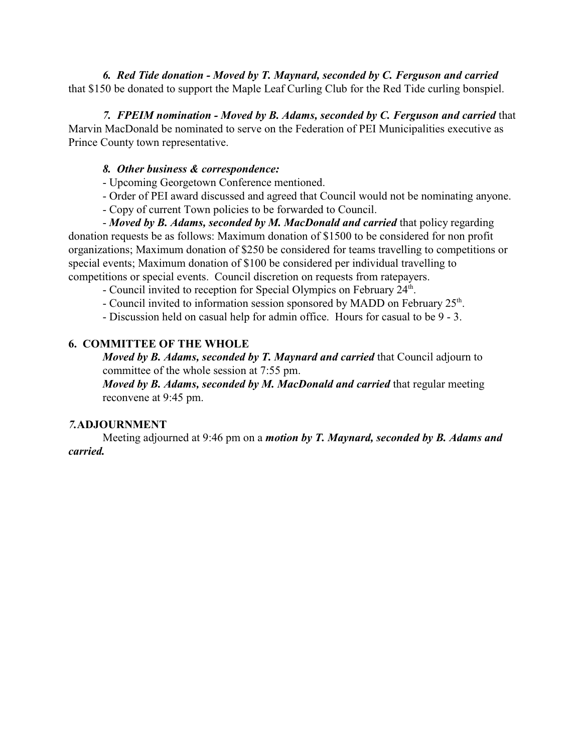*6. Red Tide donation - Moved by T. Maynard, seconded by C. Ferguson and carried* that $150 be donated to support the Maple Leaf Curling Club for the Red Tide curling bonspiel.

*7. FPEIM nomination - Moved by B. Adams, seconded by C. Ferguson and carried* that Marvin MacDonald be nominated to serve on the Federation of PEI Municipalities executive as Prince County town representative.

*8. Other business & correspondence:*

- Upcoming Georgetown Conference mentioned.
- Order of PEI award discussed and agreed that Council would not be nominating anyone.
- Copy of current Town policies to be forwarded to Council.
- ***Moved by B. Adams, seconded by M. MacDonald and carried*** that policy regarding donation requests be as follows: Maximum donation of $1500 to be considered for non profit organizations; Maximum donation of $250 be considered for teams travelling to competitions or special events; Maximum donation of $100 be considered per individual travelling to competitions or special events. Council discretion on requests from ratepayers.
- Council invited to reception for Special Olympics on February 24th.
- Council invited to information session sponsored by MADD on February 25th.
- Discussion held on casual help for admin office. Hours for casual to be 9 - 3.

## 6. COMMITTEE OF THE WHOLE

***Moved by B. Adams, seconded by T. Maynard and carried*** that Council adjourn to committee of the whole session at 7:55 pm.

***Moved by B. Adams, seconded by M. MacDonald and carried*** that regular meeting reconvene at 9:45 pm.

## 7. ADJOURNMENT

Meeting adjourned at 9:46 pm on a ***motion by T. Maynard, seconded by B. Adams and carried.***